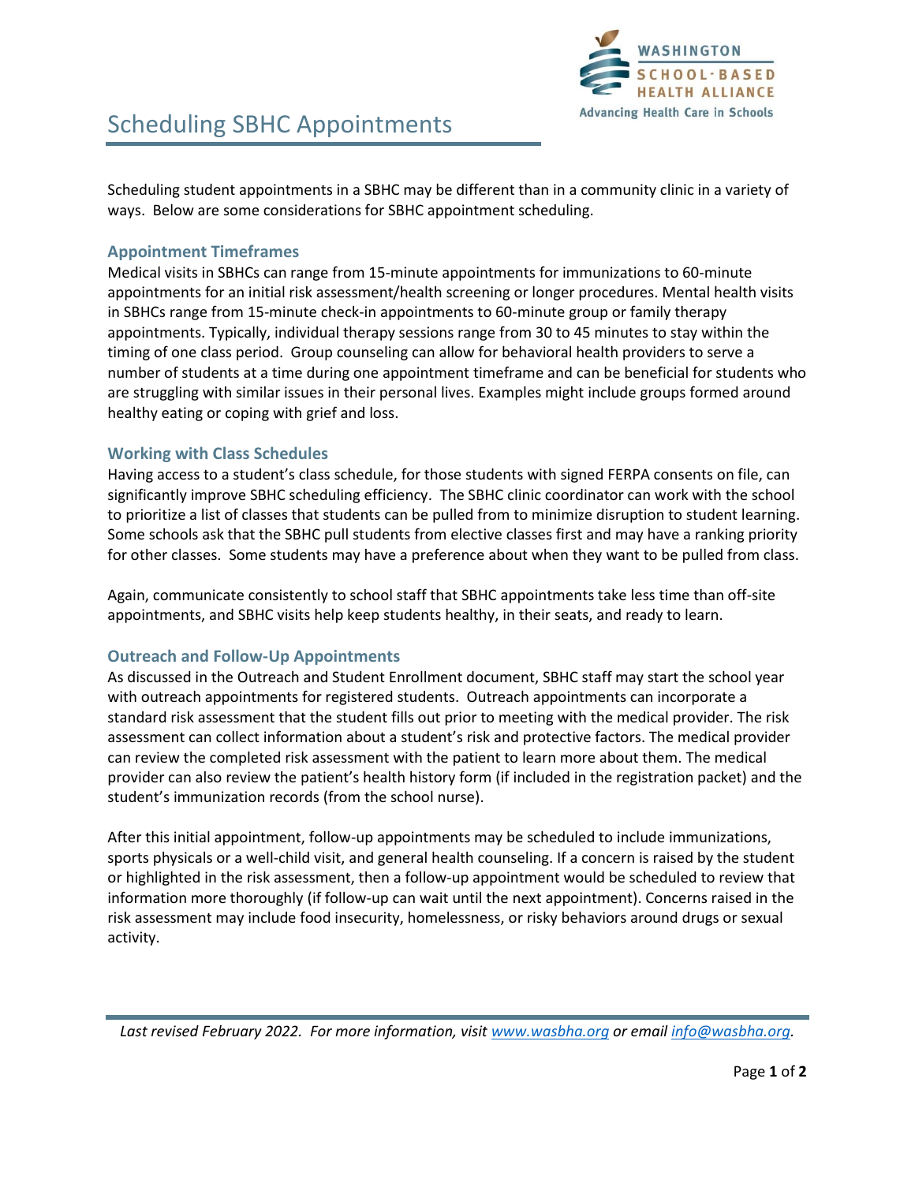# Scheduling SBHC Appointments

Scheduling student appointments in a SBHC may be different than in a community clinic in a variety of ways. Below are some considerations for SBHC appointment scheduling.

## Appointment Timeframes

Medical visits in SBHCs can range from 15-minute appointments for immunizations to 60-minute appointments for an initial risk assessment/health screening or longer procedures. Mental health visits in SBHCs range from 15-minute check-in appointments to 60-minute group or family therapy appointments. Typically, individual therapy sessions range from 30 to 45 minutes to stay within the timing of one class period. Group counseling can allow for behavioral health providers to serve a number of students at a time during one appointment timeframe and can be beneficial for students who are struggling with similar issues in their personal lives. Examples might include groups formed around healthy eating or coping with grief and loss.

## Working with Class Schedules

Having access to a student's class schedule, for those students with signed FERPA consents on file, can significantly improve SBHC scheduling efficiency. The SBHC clinic coordinator can work with the school to prioritize a list of classes that students can be pulled from to minimize disruption to student learning. Some schools ask that the SBHC pull students from elective classes first and may have a ranking priority for other classes. Some students may have a preference about when they want to be pulled from class.

Again, communicate consistently to school staff that SBHC appointments take less time than off-site appointments, and SBHC visits help keep students healthy, in their seats, and ready to learn.

## Outreach and Follow-Up Appointments

As discussed in the Outreach and Student Enrollment document, SBHC staff may start the school year with outreach appointments for registered students. Outreach appointments can incorporate a standard risk assessment that the student fills out prior to meeting with the medical provider. The risk assessment can collect information about a student's risk and protective factors. The medical provider can review the completed risk assessment with the patient to learn more about them. The medical provider can also review the patient's health history form (if included in the registration packet) and the student's immunization records (from the school nurse).

After this initial appointment, follow-up appointments may be scheduled to include immunizations, sports physicals or a well-child visit, and general health counseling. If a concern is raised by the student or highlighted in the risk assessment, then a follow-up appointment would be scheduled to review that information more thoroughly (if follow-up can wait until the next appointment). Concerns raised in the risk assessment may include food insecurity, homelessness, or risky behaviors around drugs or sexual activity.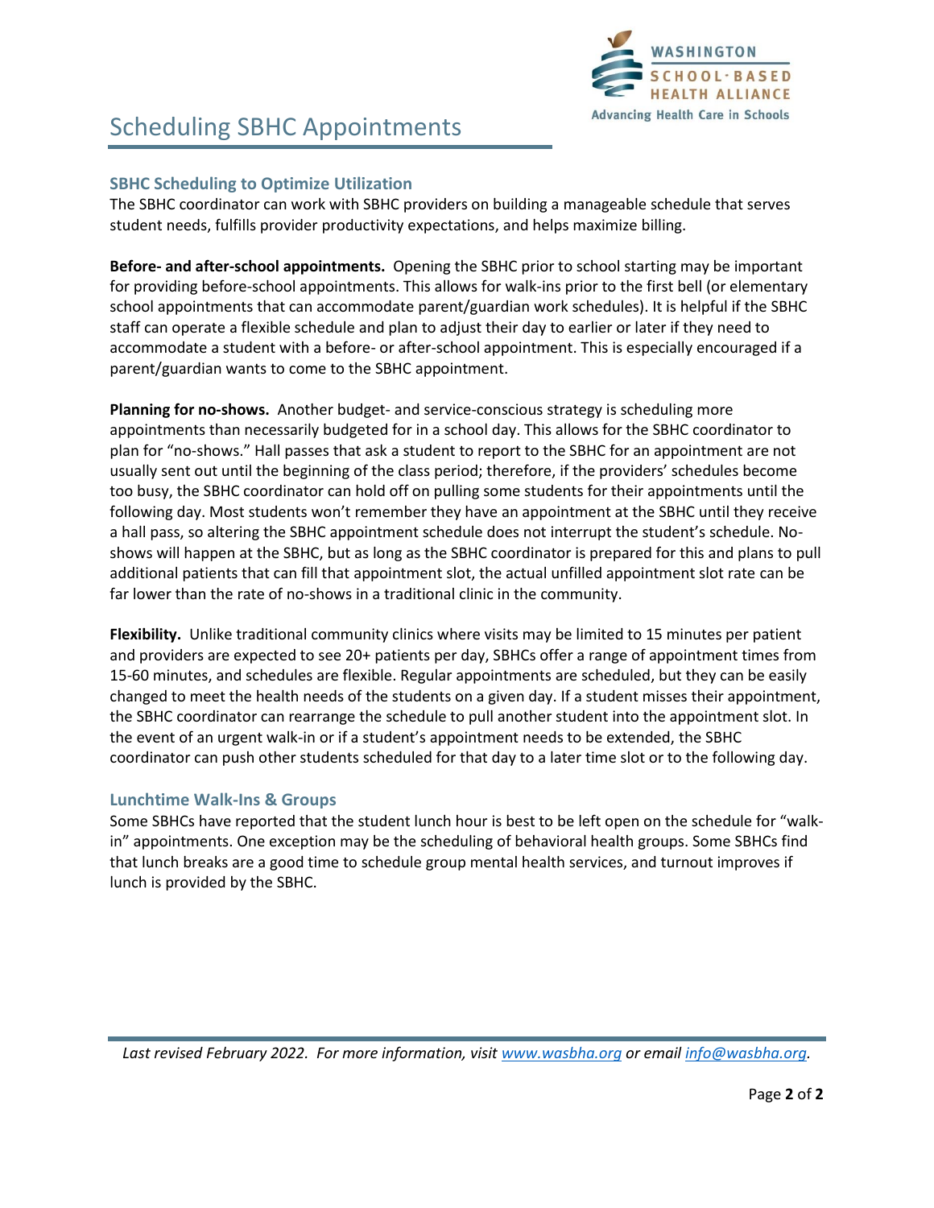# Scheduling SBHC Appointments

## SBHC Scheduling to Optimize Utilization

The SBHC coordinator can work with SBHC providers on building a manageable schedule that serves student needs, fulfills provider productivity expectations, and helps maximize billing.

**Before- and after-school appointments.** Opening the SBHC prior to school starting may be important for providing before-school appointments. This allows for walk-ins prior to the first bell (or elementary school appointments that can accommodate parent/guardian work schedules). It is helpful if the SBHC staff can operate a flexible schedule and plan to adjust their day to earlier or later if they need to accommodate a student with a before- or after-school appointment. This is especially encouraged if a parent/guardian wants to come to the SBHC appointment.

**Planning for no-shows.** Another budget- and service-conscious strategy is scheduling more appointments than necessarily budgeted for in a school day. This allows for the SBHC coordinator to plan for "no-shows." Hall passes that ask a student to report to the SBHC for an appointment are not usually sent out until the beginning of the class period; therefore, if the providers' schedules become too busy, the SBHC coordinator can hold off on pulling some students for their appointments until the following day. Most students won't remember they have an appointment at the SBHC until they receive a hall pass, so altering the SBHC appointment schedule does not interrupt the student's schedule. No-shows will happen at the SBHC, but as long as the SBHC coordinator is prepared for this and plans to pull additional patients that can fill that appointment slot, the actual unfilled appointment slot rate can be far lower than the rate of no-shows in a traditional clinic in the community.

**Flexibility.** Unlike traditional community clinics where visits may be limited to 15 minutes per patient and providers are expected to see 20+ patients per day, SBHCs offer a range of appointment times from 15-60 minutes, and schedules are flexible. Regular appointments are scheduled, but they can be easily changed to meet the health needs of the students on a given day. If a student misses their appointment, the SBHC coordinator can rearrange the schedule to pull another student into the appointment slot. In the event of an urgent walk-in or if a student's appointment needs to be extended, the SBHC coordinator can push other students scheduled for that day to a later time slot or to the following day.

## Lunchtime Walk-Ins & Groups

Some SBHCs have reported that the student lunch hour is best to be left open on the schedule for "walk-in" appointments. One exception may be the scheduling of behavioral health groups. Some SBHCs find that lunch breaks are a good time to schedule group mental health services, and turnout improves if lunch is provided by the SBHC.